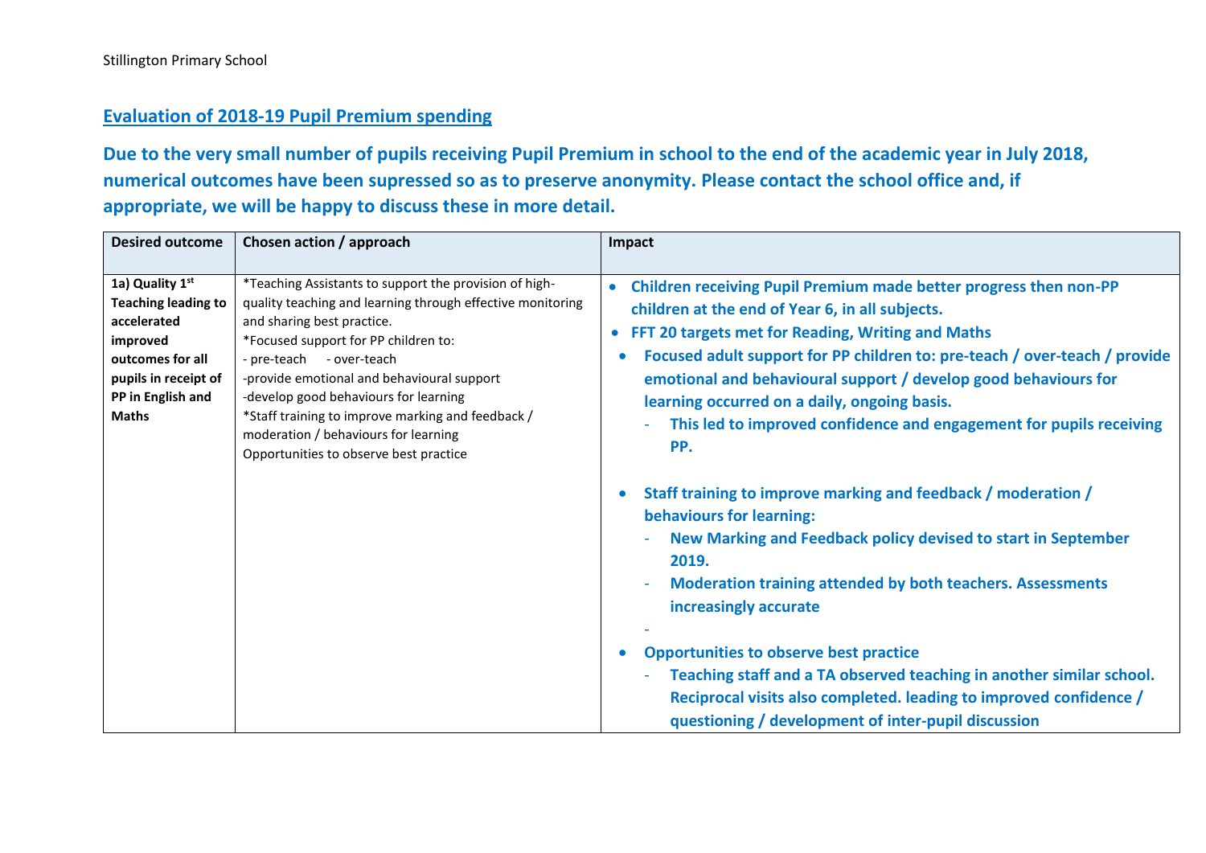Stillington Primary School

## Evaluation of 2018-19 Pupil Premium spending

**Due to the very small number of pupils receiving Pupil Premium in school to the end of the academic year in July 2018, numerical outcomes have been supressed so as to preserve anonymity. Please contact the school office and, if appropriate, we will be happy to discuss these in more detail.**

| Desired outcome | Chosen action / approach | Impact |
|---|---|---|
| **1a) Quality 1st Teaching leading to accelerated improved outcomes for all pupils in receipt of PP in English and Maths** | *Teaching Assistants to support the provision of high-quality teaching and learning through effective monitoring and sharing best practice.<br>*Focused support for PP children to:<br>- pre-teach - over-teach<br>-provide emotional and behavioural support<br>-develop good behaviours for learning<br>*Staff training to improve marking and feedback / moderation / behaviours for learning<br>Opportunities to observe best practice | • **Children receiving Pupil Premium made better progress then non-PP children at the end of Year 6, in all subjects.**<br>• **FFT 20 targets met for Reading, Writing and Maths**<br>• **Focused adult support for PP children to: pre-teach / over-teach / provide emotional and behavioural support / develop good behaviours for learning occurred on a daily, ongoing basis.**<br>- **This led to improved confidence and engagement for pupils receiving PP.**<br><br>• **Staff training to improve marking and feedback / moderation / behaviours for learning:**<br>- **New Marking and Feedback policy devised to start in September 2019.**<br>- **Moderation training attended by both teachers. Assessments increasingly accurate**<br>-<br>• **Opportunities to observe best practice**<br>- **Teaching staff and a TA observed teaching in another similar school. Reciprocal visits also completed. leading to improved confidence / questioning / development of inter-pupil discussion** |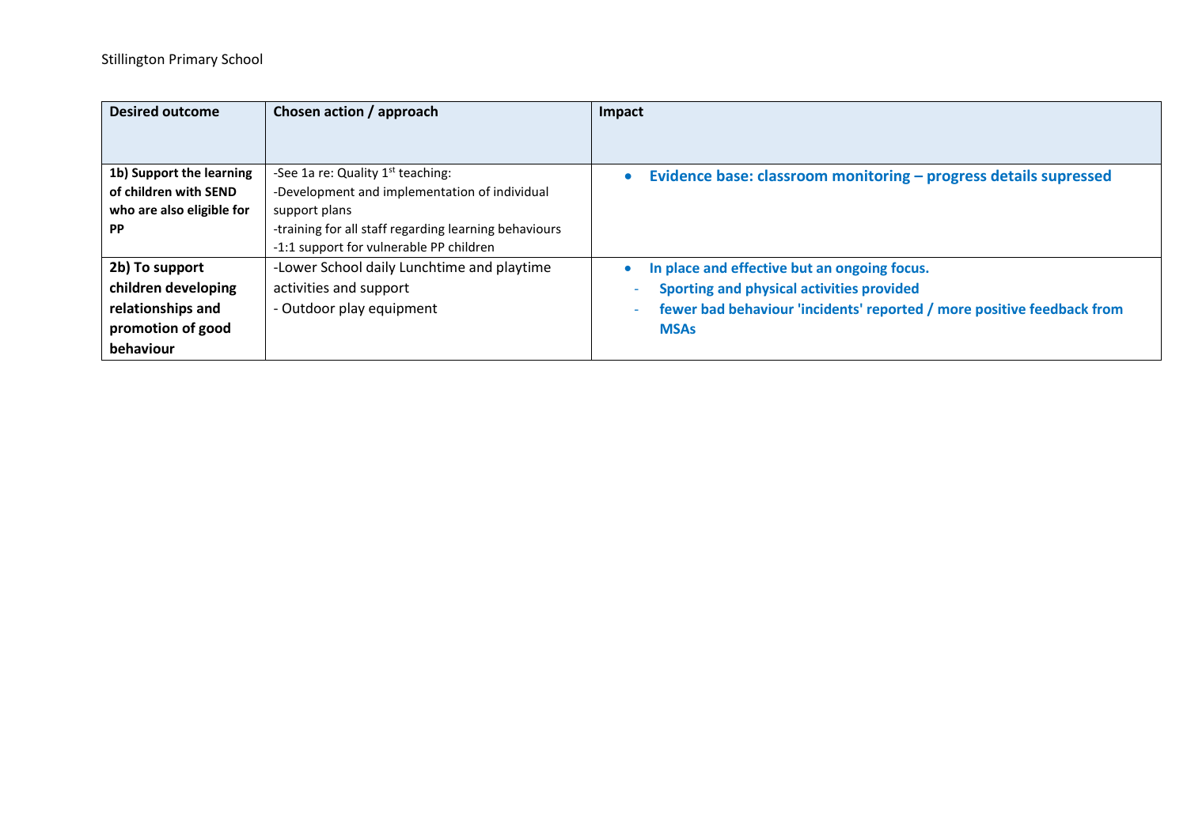Stillington Primary School

| Desired outcome | Chosen action / approach | Impact |
|---|---|---|
| **1b) Support the learning of children with SEND who are also eligible for PP** | -See 1a re: Quality 1st teaching:<br>-Development and implementation of individual support plans<br>-training for all staff regarding learning behaviours<br>-1:1 support for vulnerable PP children | • **Evidence base: classroom monitoring – progress details supressed** |
| **2b) To support children developing relationships and promotion of good behaviour** | -Lower School daily Lunchtime and playtime activities and support<br>- Outdoor play equipment | • **In place and effective but an ongoing focus.**<br>- **Sporting and physical activities provided**<br>- **fewer bad behaviour 'incidents' reported / more positive feedback from MSAs** |